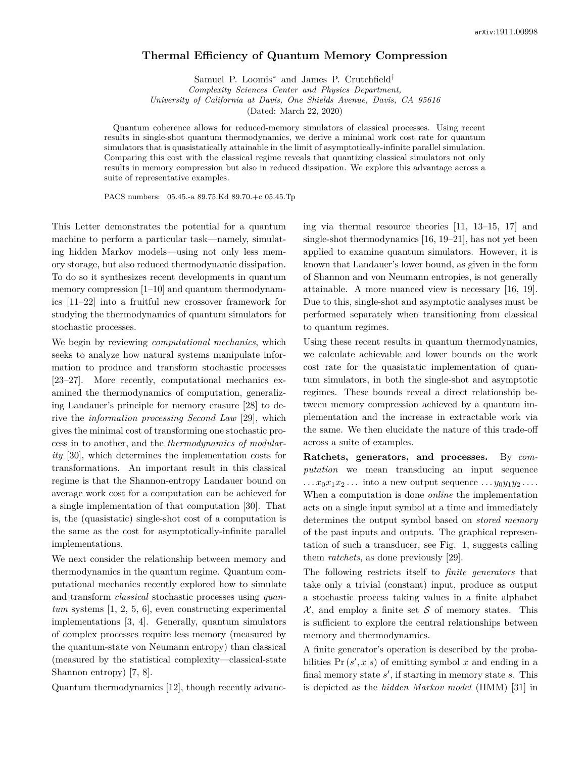arXiv:1911.00998

# Thermal Efficiency of Quantum Memory Compression

Samuel P. Loomis[*] and James P. Crutchfield[†]

*Complexity Sciences Center and Physics Department, University of California at Davis, One Shields Avenue, Davis, CA 95616*

(Dated: March 22, 2020)

Quantum coherence allows for reduced-memory simulators of classical processes. Using recent results in single-shot quantum thermodynamics, we derive a minimal work cost rate for quantum simulators that is quasistatically attainable in the limit of asymptotically-infinite parallel simulation. Comparing this cost with the classical regime reveals that quantizing classical simulators not only results in memory compression but also in reduced dissipation. We explore this advantage across a suite of representative examples.

PACS numbers: 05.45.-a 89.75.Kd 89.70.+c 05.45.Tp

This Letter demonstrates the potential for a quantum machine to perform a particular task—namely, simulating hidden Markov models—using not only less memory storage, but also reduced thermodynamic dissipation. To do so it synthesizes recent developments in quantum memory compression [1–10] and quantum thermodynamics [11–22] into a fruitful new crossover framework for studying the thermodynamics of quantum simulators for stochastic processes.

We begin by reviewing *computational mechanics*, which seeks to analyze how natural systems manipulate information to produce and transform stochastic processes [23–27]. More recently, computational mechanics examined the thermodynamics of computation, generalizing Landauer's principle for memory erasure [28] to derive the *information processing Second Law* [29], which gives the minimal cost of transforming one stochastic process in to another, and the *thermodynamics of modularity* [30], which determines the implementation costs for transformations. An important result in this classical regime is that the Shannon-entropy Landauer bound on average work cost for a computation can be achieved for a single implementation of that computation [30]. That is, the (quasistatic) single-shot cost of a computation is the same as the cost for asymptotically-infinite parallel implementations.

We next consider the relationship between memory and thermodynamics in the quantum regime. Quantum computational mechanics recently explored how to simulate and transform *classical* stochastic processes using *quantum* systems [1, 2, 5, 6], even constructing experimental implementations [3, 4]. Generally, quantum simulators of complex processes require less memory (measured by the quantum-state von Neumann entropy) than classical (measured by the statistical complexity—classical-state Shannon entropy) [7, 8].

Quantum thermodynamics [12], though recently advancing via thermal resource theories [11, 13–15, 17] and single-shot thermodynamics [16, 19–21], has not yet been applied to examine quantum simulators. However, it is known that Landauer's lower bound, as given in the form of Shannon and von Neumann entropies, is not generally attainable. A more nuanced view is necessary [16, 19]. Due to this, single-shot and asymptotic analyses must be performed separately when transitioning from classical to quantum regimes.

Using these recent results in quantum thermodynamics, we calculate achievable and lower bounds on the work cost rate for the quasistatic implementation of quantum simulators, in both the single-shot and asymptotic regimes. These bounds reveal a direct relationship between memory compression achieved by a quantum implementation and the increase in extractable work via the same. We then elucidate the nature of this trade-off across a suite of examples.

**Ratchets, generators, and processes.** By *computation* we mean transducing an input sequence $\ldots x_0 x_1 x_2 \ldots$ into a new output sequence $\ldots y_0 y_1 y_2 \ldots$. When a computation is done *online* the implementation acts on a single input symbol at a time and immediately determines the output symbol based on *stored memory* of the past inputs and outputs. The graphical representation of such a transducer, see Fig. 1, suggests calling them *ratchets*, as done previously [29].

The following restricts itself to *finite generators* that take only a trivial (constant) input, produce as output a stochastic process taking values in a finite alphabet $\mathcal{X}$, and employ a finite set $\mathcal{S}$ of memory states. This is sufficient to explore the central relationships between memory and thermodynamics.

A finite generator's operation is described by the probabilities $\Pr(s', x|s)$ of emitting symbol $x$ and ending in a final memory state $s'$, if starting in memory state $s$. This is depicted as the *hidden Markov model* (HMM) [31] in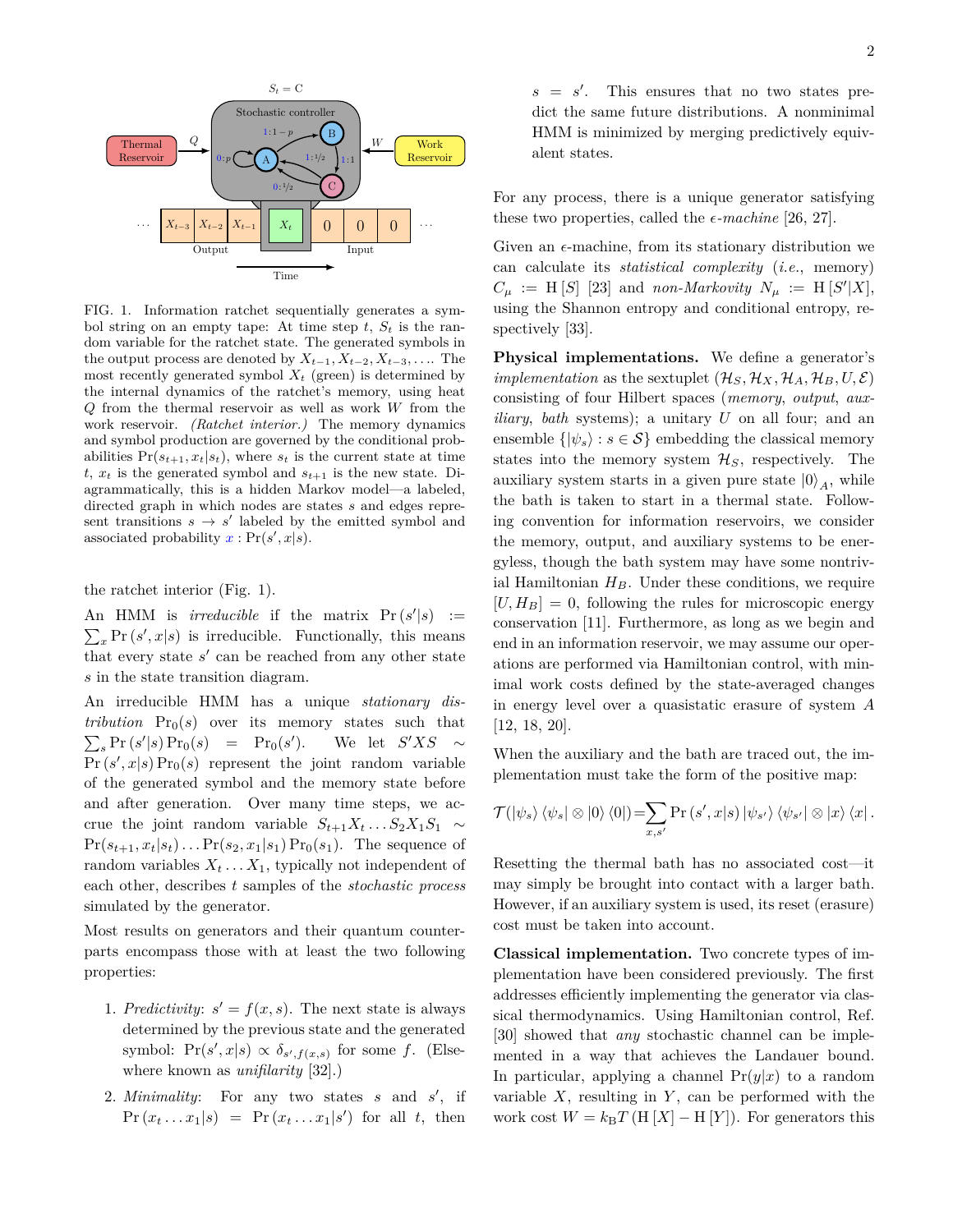FIG. 1. Information ratchet sequentially generates a symbol string on an empty tape: At time step $t$, $S_t$ is the random variable for the ratchet state. The generated symbols in the output process are denoted by $X_{t-1}, X_{t-2}, X_{t-3}, \ldots$. The most recently generated symbol $X_t$ (green) is determined by the internal dynamics of the ratchet's memory, using heat $Q$ from the thermal reservoir as well as work $W$ from the work reservoir. *(Ratchet interior.)* The memory dynamics and symbol production are governed by the conditional probabilities $\Pr(s_{t+1}, x_t | s_t)$, where $s_t$ is the current state at time $t$, $x_t$ is the generated symbol and $s_{t+1}$ is the new state. Diagrammatically, this is a hidden Markov model—a labeled, directed graph in which nodes are states $s$ and edges represent transitions $s \to s'$ labeled by the emitted symbol and associated probability $x : \Pr(s', x|s)$.

the ratchet interior (Fig. 1).

An HMM is *irreducible* if the matrix $\Pr(s'|s) := \sum_x \Pr(s', x|s)$ is irreducible. Functionally, this means that every state $s'$ can be reached from any other state $s$ in the state transition diagram.

An irreducible HMM has a unique *stationary distribution* $\Pr_0(s)$ over its memory states such that $\sum_s \Pr(s'|s)\Pr_0(s) = \Pr_0(s')$. We let $S'XS \sim \Pr(s', x|s)\Pr_0(s)$ represent the joint random variable of the generated symbol and the memory state before and after generation. Over many time steps, we accrue the joint random variable $S_{t+1}X_t \ldots S_2 X_1 S_1 \sim \Pr(s_{t+1}, x_t|s_t) \ldots \Pr(s_2, x_1|s_1)\Pr_0(s_1)$. The sequence of random variables $X_t \ldots X_1$, typically not independent of each other, describes $t$ samples of the *stochastic process* simulated by the generator.

Most results on generators and their quantum counterparts encompass those with at least the two following properties:

1. *Predictivity*: $s' = f(x, s)$. The next state is always determined by the previous state and the generated symbol: $\Pr(s', x|s) \propto \delta_{s', f(x,s)}$ for some $f$. (Elsewhere known as *unifilarity* [32].)
2. *Minimality*: For any two states $s$ and $s'$, if $\Pr(x_t \ldots x_1|s) = \Pr(x_t \ldots x_1|s')$ for all $t$, then $s = s'$. This ensures that no two states predict the same future distributions. A nonminimal HMM is minimized by merging predictively equivalent states.

For any process, there is a unique generator satisfying these two properties, called the *$\epsilon$-machine* [26, 27].

Given an $\epsilon$-machine, from its stationary distribution we can calculate its *statistical complexity* (*i.e.*, memory) $C_\mu := \mathrm{H}[S]$ [23] and *non-Markovity* $N_\mu := \mathrm{H}[S'|X]$, using the Shannon entropy and conditional entropy, respectively [33].

**Physical implementations.** We define a generator's *implementation* as the sextuplet $(\mathcal{H}_S, \mathcal{H}_X, \mathcal{H}_A, \mathcal{H}_B, U, \mathcal{E})$ consisting of four Hilbert spaces (*memory*, *output*, *auxiliary*, *bath* systems); a unitary $U$ on all four; and an ensemble $\{|\psi_s\rangle : s \in \mathcal{S}\}$ embedding the classical memory states into the memory system $\mathcal{H}_S$, respectively. The auxiliary system starts in a given pure state $|0\rangle_A$, while the bath is taken to start in a thermal state. Following convention for information reservoirs, we consider the memory, output, and auxiliary systems to be energyless, though the bath system may have some nontrivial Hamiltonian $H_B$. Under these conditions, we require $[U, H_B] = 0$, following the rules for microscopic energy conservation [11]. Furthermore, as long as we begin and end in an information reservoir, we may assume our operations are performed via Hamiltonian control, with minimal work costs defined by the state-averaged changes in energy level over a quasistatic erasure of system $A$ [12, 18, 20].

When the auxiliary and the bath are traced out, the implementation must take the form of the positive map:

$$\mathcal{T}(|\psi_s\rangle\langle\psi_s| \otimes |0\rangle\langle 0|) = \sum_{x,s'} \Pr(s', x|s)\, |\psi_{s'}\rangle\langle\psi_{s'}| \otimes |x\rangle\langle x| .$$

Resetting the thermal bath has no associated cost—it may simply be brought into contact with a larger bath. However, if an auxiliary system is used, its reset (erasure) cost must be taken into account.

**Classical implementation.** Two concrete types of implementation have been considered previously. The first addresses efficiently implementing the generator via classical thermodynamics. Using Hamiltonian control, Ref. [30] showed that *any* stochastic channel can be implemented in a way that achieves the Landauer bound. In particular, applying a channel $\Pr(y|x)$ to a random variable $X$, resulting in $Y$, can be performed with the work cost $W = k_\mathrm{B} T\,(\mathrm{H}[X] - \mathrm{H}[Y])$. For generators this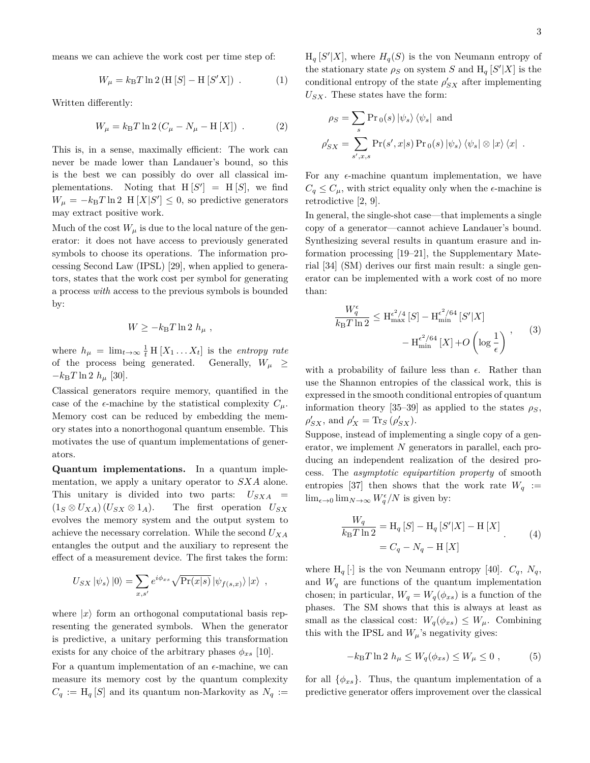means we can achieve the work cost per time step of:

$$W_\mu = k_B T \ln 2 \left( \mathrm{H}[S] - \mathrm{H}[S'X] \right) \ . \tag{1}$$

Written differently:

$$W_\mu = k_B T \ln 2 \left( C_\mu - N_\mu - \mathrm{H}[X] \right) \ . \tag{2}$$

This is, in a sense, maximally efficient: The work can never be made lower than Landauer's bound, so this is the best we can possibly do over all classical implementations. Noting that $\mathrm{H}[S'] = \mathrm{H}[S]$, we find $W_\mu = -k_B T \ln 2 \ \mathrm{H}[X|S'] \leq 0$, so predictive generators may extract positive work.

Much of the cost $W_\mu$ is due to the local nature of the generator: it does not have access to previously generated symbols to choose its operations. The information processing Second Law (IPSL) [29], when applied to generators, states that the work cost per symbol for generating a process *with* access to the previous symbols is bounded by:

$$W \geq -k_B T \ln 2 \ h_\mu \ ,$$

where $h_\mu = \lim_{t\to\infty} \frac{1}{t} \mathrm{H}[X_1 \dots X_t]$ is the *entropy rate* of the process being generated. Generally, $W_\mu \geq -k_B T \ln 2 \ h_\mu$ [30].

Classical generators require memory, quantified in the case of the $\epsilon$-machine by the statistical complexity $C_\mu$. Memory cost can be reduced by embedding the memory states into a nonorthogonal quantum ensemble. This motivates the use of quantum implementations of generators.

**Quantum implementations.** In a quantum implementation, we apply a unitary operator to $SXA$ alone. This unitary is divided into two parts: $U_{SXA} = (1_S \otimes U_{XA})(U_{SX} \otimes 1_A)$. The first operation $U_{SX}$ evolves the memory system and the output system to achieve the necessary correlation. While the second $U_{XA}$ entangles the output and the auxiliary to represent the effect of a measurement device. The first takes the form:

$$U_{SX} |\psi_s\rangle |0\rangle = \sum_{x,s'} e^{i\phi_{xs}} \sqrt{\Pr(x|s)} \, |\psi_{f(s,x)}\rangle |x\rangle \ ,$$

where $|x\rangle$ form an orthogonal computational basis representing the generated symbols. When the generator is predictive, a unitary performing this transformation exists for any choice of the arbitrary phases $\phi_{xs}$ [10].

For a quantum implementation of an $\epsilon$-machine, we can measure its memory cost by the quantum complexity $C_q := \mathrm{H}_q[S]$ and its quantum non-Markovity as $N_q := \mathrm{H}_q[S'|X]$, where $H_q(S)$ is the von Neumann entropy of the stationary state $\rho_S$ on system $S$ and $\mathrm{H}_q[S'|X]$ is the conditional entropy of the state $\rho'_{SX}$ after implementing $U_{SX}$. These states have the form:

$$\rho_S = \sum_s \Pr{}_0(s) |\psi_s\rangle\langle\psi_s| \text{ and}$$
$$\rho'_{SX} = \sum_{s',x,s} \Pr(s',x|s) \Pr{}_0(s) |\psi_s\rangle\langle\psi_s| \otimes |x\rangle\langle x| \ .$$

For any $\epsilon$-machine quantum implementation, we have $C_q \leq C_\mu$, with strict equality only when the $\epsilon$-machine is retrodictive [2, 9].

In general, the single-shot case—that implements a single copy of a generator—cannot achieve Landauer's bound. Synthesizing several results in quantum erasure and information processing [19–21], the Supplementary Material [34] (SM) derives our first main result: a single generator can be implemented with a work cost of no more than:

$$\frac{W_q^\epsilon}{k_B T \ln 2} \leq \mathrm{H}_{\max}^{\epsilon^2/4}[S] - \mathrm{H}_{\min}^{\epsilon^2/64}[S'|X] - \mathrm{H}_{\min}^{\epsilon^2/64}[X] + O\left(\log \frac{1}{\epsilon}\right) , \tag{3}$$

with a probability of failure less than $\epsilon$. Rather than use the Shannon entropies of the classical work, this is expressed in the smooth conditional entropies of quantum information theory [35–39] as applied to the states $\rho_S$, $\rho'_{SX}$, and $\rho'_X = \mathrm{Tr}_S(\rho'_{SX})$.

Suppose, instead of implementing a single copy of a generator, we implement $N$ generators in parallel, each producing an independent realization of the desired process. The *asymptotic equipartition property* of smooth entropies [37] then shows that the work rate $W_q := \lim_{\epsilon\to 0} \lim_{N\to\infty} W_q^\epsilon / N$ is given by:

$$\begin{aligned} \frac{W_q}{k_B T \ln 2} &= \mathrm{H}_q[S] - \mathrm{H}_q[S'|X] - \mathrm{H}[X] \\ &= C_q - N_q - \mathrm{H}[X] \end{aligned} \ . \tag{4}$$

where $\mathrm{H}_q[\cdot]$ is the von Neumann entropy [40]. $C_q$, $N_q$, and $W_q$ are functions of the quantum implementation chosen; in particular, $W_q = W_q(\phi_{xs})$ is a function of the phases. The SM shows that this is always at least as small as the classical cost: $W_q(\phi_{xs}) \leq W_\mu$. Combining this with the IPSL and $W_\mu$'s negativity gives:

$$-k_B T \ln 2 \ h_\mu \leq W_q(\phi_{xs}) \leq W_\mu \leq 0 \ , \tag{5}$$

for all $\{\phi_{xs}\}$. Thus, the quantum implementation of a predictive generator offers improvement over the classical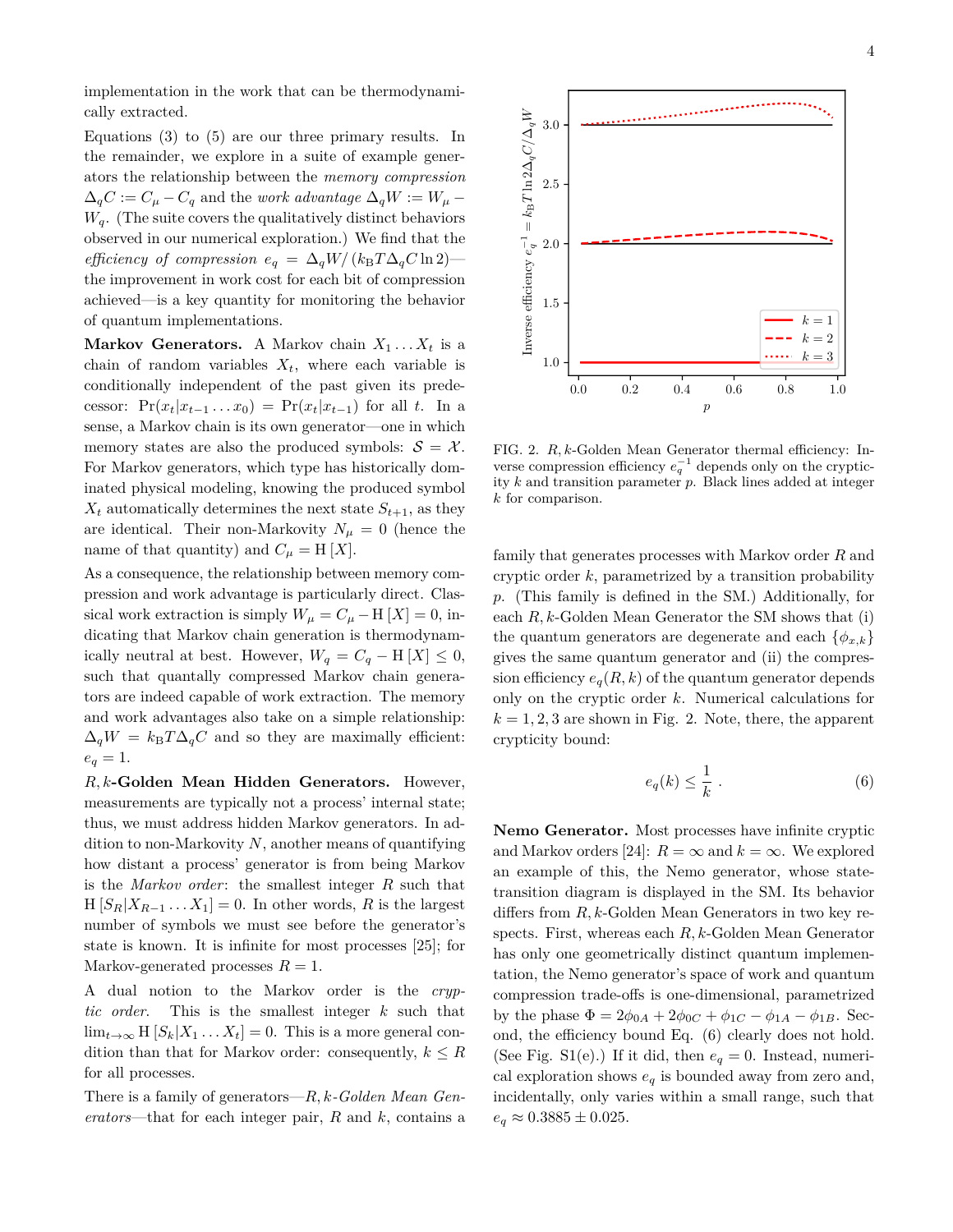implementation in the work that can be thermodynamically extracted.

Equations (3) to (5) are our three primary results. In the remainder, we explore in a suite of example generators the relationship between the *memory compression* $\Delta_q C := C_\mu - C_q$ and the *work advantage* $\Delta_q W := W_\mu - W_q$. (The suite covers the qualitatively distinct behaviors observed in our numerical exploration.) We find that the *efficiency of compression* $e_q = \Delta_q W / (k_B T \Delta_q C \ln 2)$—the improvement in work cost for each bit of compression achieved—is a key quantity for monitoring the behavior of quantum implementations.

**Markov Generators.** A Markov chain $X_1 \ldots X_t$ is a chain of random variables $X_t$, where each variable is conditionally independent of the past given its predecessor: $\Pr(x_t|x_{t-1} \ldots x_0) = \Pr(x_t|x_{t-1})$ for all $t$. In a sense, a Markov chain is its own generator—one in which memory states are also the produced symbols: $\mathcal{S} = \mathcal{X}$. For Markov generators, which type has historically dominated physical modeling, knowing the produced symbol $X_t$ automatically determines the next state $S_{t+1}$, as they are identical. Their non-Markovity $N_\mu = 0$ (hence the name of that quantity) and $C_\mu = \mathrm{H}[X]$.

As a consequence, the relationship between memory compression and work advantage is particularly direct. Classical work extraction is simply $W_\mu = C_\mu - \mathrm{H}[X] = 0$, indicating that Markov chain generation is thermodynamically neutral at best. However, $W_q = C_q - \mathrm{H}[X] \leq 0$, such that quantally compressed Markov chain generators are indeed capable of work extraction. The memory and work advantages also take on a simple relationship: $\Delta_q W = k_B T \Delta_q C$ and so they are maximally efficient: $e_q = 1$.

***R, k*-Golden Mean Hidden Generators.** However, measurements are typically not a process' internal state; thus, we must address hidden Markov generators. In addition to non-Markovity $N$, another means of quantifying how distant a process' generator is from being Markov is the *Markov order*: the smallest integer $R$ such that $\mathrm{H}[S_R|X_{R-1} \ldots X_1] = 0$. In other words, $R$ is the largest number of symbols we must see before the generator's state is known. It is infinite for most processes [25]; for Markov-generated processes $R = 1$.

A dual notion to the Markov order is the *cryptic order*. This is the smallest integer $k$ such that $\lim_{t\to\infty} \mathrm{H}[S_k|X_1 \ldots X_t] = 0$. This is a more general condition than that for Markov order: consequently, $k \leq R$ for all processes.

There is a family of generators—*R, k-Golden Mean Generators*—that for each integer pair, $R$ and $k$, contains a family that generates processes with Markov order $R$ and cryptic order $k$, parametrized by a transition probability $p$. (This family is defined in the SM.) Additionally, for each $R, k$-Golden Mean Generator the SM shows that (i) the quantum generators are degenerate and each $\{\phi_{x,k}\}$ gives the same quantum generator and (ii) the compression efficiency $e_q(R, k)$ of the quantum generator depends only on the cryptic order $k$. Numerical calculations for $k = 1, 2, 3$ are shown in Fig. 2. Note, there, the apparent crypticity bound:

$$e_q(k) \leq \frac{1}{k} . \tag{6}$$

FIG. 2. $R, k$-Golden Mean Generator thermal efficiency: Inverse compression efficiency $e_q^{-1}$ depends only on the cryptic-ity $k$ and transition parameter $p$. Black lines added at integer $k$ for comparison.

**Nemo Generator.** Most processes have infinite cryptic and Markov orders [24]: $R = \infty$ and $k = \infty$. We explored an example of this, the Nemo generator, whose state-transition diagram is displayed in the SM. Its behavior differs from $R, k$-Golden Mean Generators in two key respects. First, whereas each $R, k$-Golden Mean Generator has only one geometrically distinct quantum implementation, the Nemo generator's space of work and quantum compression trade-offs is one-dimensional, parametrized by the phase $\Phi = 2\phi_{0A} + 2\phi_{0C} + \phi_{1C} - \phi_{1A} - \phi_{1B}$. Second, the efficiency bound Eq. (6) clearly does not hold. (See Fig. S1(e).) If it did, then $e_q = 0$. Instead, numerical exploration shows $e_q$ is bounded away from zero and, incidentally, only varies within a small range, such that $e_q \approx 0.3885 \pm 0.025$.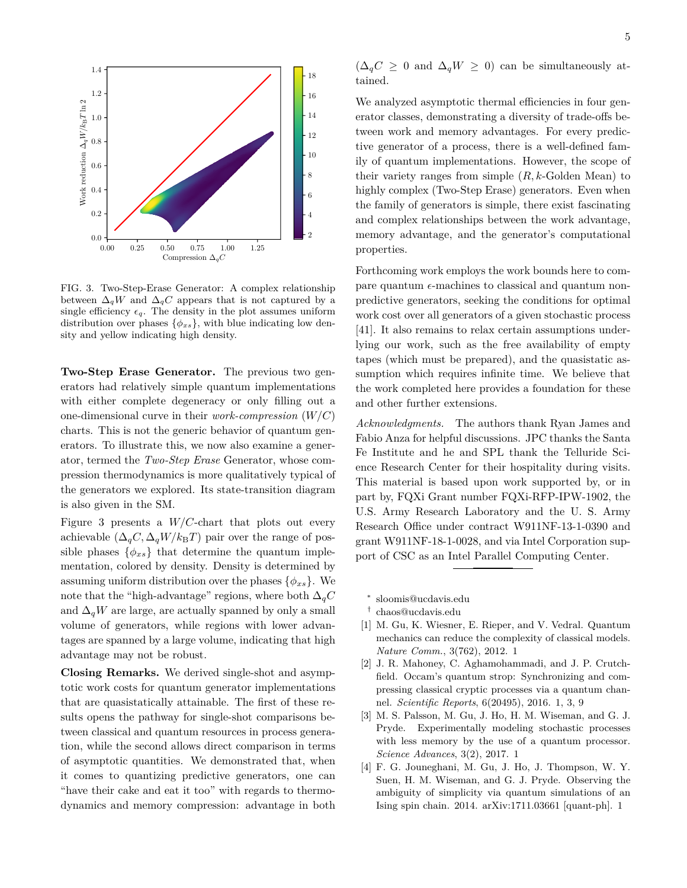FIG. 3. Two-Step-Erase Generator: A complex relationship between $\Delta_q W$ and $\Delta_q C$ appears that is not captured by a single efficiency $\epsilon_q$. The density in the plot assumes uniform distribution over phases $\{\phi_{xs}\}$, with blue indicating low density and yellow indicating high density.

**Two-Step Erase Generator.** The previous two generators had relatively simple quantum implementations with either complete degeneracy or only filling out a one-dimensional curve in their *work-compression* ($W/C$) charts. This is not the generic behavior of quantum generators. To illustrate this, we now also examine a generator, termed the *Two-Step Erase* Generator, whose compression thermodynamics is more qualitatively typical of the generators we explored. Its state-transition diagram is also given in the SM.

Figure 3 presents a $W/C$-chart that plots out every achievable $(\Delta_q C, \Delta_q W/k_{\mathrm{B}}T)$ pair over the range of possible phases $\{\phi_{xs}\}$ that determine the quantum implementation, colored by density. Density is determined by assuming uniform distribution over the phases $\{\phi_{xs}\}$. We note that the "high-advantage" regions, where both $\Delta_q C$ and $\Delta_q W$ are large, are actually spanned by only a small volume of generators, while regions with lower advantages are spanned by a large volume, indicating that high advantage may not be robust.

**Closing Remarks.** We derived single-shot and asymptotic work costs for quantum generator implementations that are quasistatically attainable. The first of these results opens the pathway for single-shot comparisons between classical and quantum resources in process generation, while the second allows direct comparison in terms of asymptotic quantities. We demonstrated that, when it comes to quantizing predictive generators, one can "have their cake and eat it too" with regards to thermodynamics and memory compression: advantage in both ($\Delta_q C \geq 0$ and $\Delta_q W \geq 0$) can be simultaneously attained.

We analyzed asymptotic thermal efficiencies in four generator classes, demonstrating a diversity of trade-offs between work and memory advantages. For every predictive generator of a process, there is a well-defined family of quantum implementations. However, the scope of their variety ranges from simple ($R, k$-Golden Mean) to highly complex (Two-Step Erase) generators. Even when the family of generators is simple, there exist fascinating and complex relationships between the work advantage, memory advantage, and the generator's computational properties.

Forthcoming work employs the work bounds here to compare quantum $\epsilon$-machines to classical and quantum nonpredictive generators, seeking the conditions for optimal work cost over all generators of a given stochastic process [41]. It also remains to relax certain assumptions underlying our work, such as the free availability of empty tapes (which must be prepared), and the quasistatic assumption which requires infinite time. We believe that the work completed here provides a foundation for these and other further extensions.

*Acknowledgments.* The authors thank Ryan James and Fabio Anza for helpful discussions. JPC thanks the Santa Fe Institute and he and SPL thank the Telluride Science Research Center for their hospitality during visits. This material is based upon work supported by, or in part by, FQXi Grant number FQXi-RFP-IPW-1902, the U.S. Army Research Laboratory and the U. S. Army Research Office under contract W911NF-13-1-0390 and grant W911NF-18-1-0028, and via Intel Corporation support of CSC as an Intel Parallel Computing Center.

---

[*] sloomis@ucdavis.edu

[†] chaos@ucdavis.edu

[1] M. Gu, K. Wiesner, E. Rieper, and V. Vedral. Quantum mechanics can reduce the complexity of classical models. *Nature Comm.*, 3(762), 2012. 1

[2] J. R. Mahoney, C. Aghamohammadi, and J. P. Crutchfield. Occam's quantum strop: Synchronizing and compressing classical cryptic processes via a quantum channel. *Scientific Reports*, 6(20495), 2016. 1, 3, 9

[3] M. S. Palsson, M. Gu, J. Ho, H. M. Wiseman, and G. J. Pryde. Experimentally modeling stochastic processes with less memory by the use of a quantum processor. *Science Advances*, 3(2), 2017. 1

[4] F. G. Jouneghani, M. Gu, J. Ho, J. Thompson, W. Y. Suen, H. M. Wiseman, and G. J. Pryde. Observing the ambiguity of simplicity via quantum simulations of an Ising spin chain. 2014. arXiv:1711.03661 [quant-ph]. 1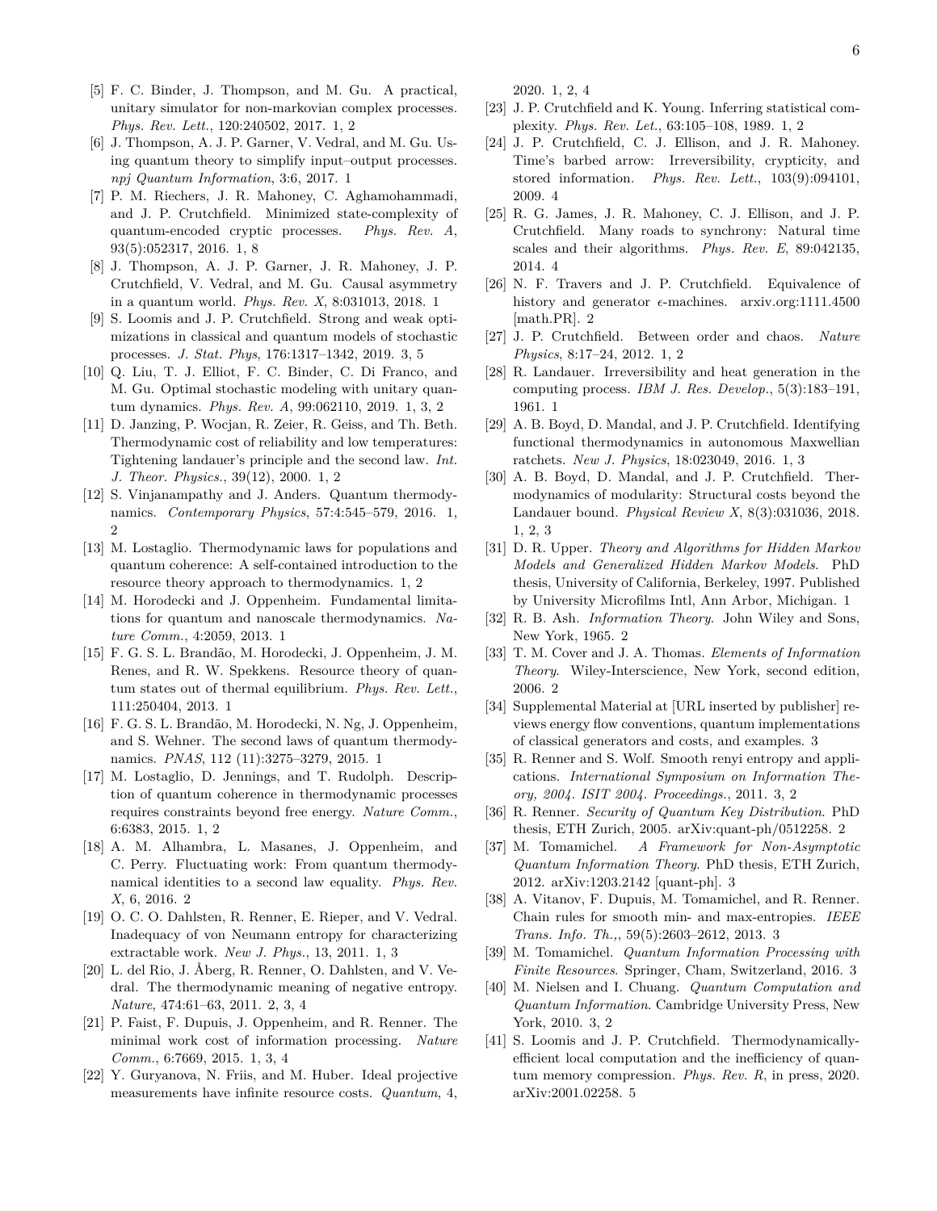[5] F. C. Binder, J. Thompson, and M. Gu. A practical, unitary simulator for non-markovian complex processes. *Phys. Rev. Lett.*, 120:240502, 2017. 1, 2

[6] J. Thompson, A. J. P. Garner, V. Vedral, and M. Gu. Using quantum theory to simplify input–output processes. *npj Quantum Information*, 3:6, 2017. 1

[7] P. M. Riechers, J. R. Mahoney, C. Aghamohammadi, and J. P. Crutchfield. Minimized state-complexity of quantum-encoded cryptic processes. *Phys. Rev. A*, 93(5):052317, 2016. 1, 8

[8] J. Thompson, A. J. P. Garner, J. R. Mahoney, J. P. Crutchfield, V. Vedral, and M. Gu. Causal asymmetry in a quantum world. *Phys. Rev. X*, 8:031013, 2018. 1

[9] S. Loomis and J. P. Crutchfield. Strong and weak optimizations in classical and quantum models of stochastic processes. *J. Stat. Phys*, 176:1317–1342, 2019. 3, 5

[10] Q. Liu, T. J. Elliot, F. C. Binder, C. Di Franco, and M. Gu. Optimal stochastic modeling with unitary quantum dynamics. *Phys. Rev. A*, 99:062110, 2019. 1, 3, 2

[11] D. Janzing, P. Wocjan, R. Zeier, R. Geiss, and Th. Beth. Thermodynamic cost of reliability and low temperatures: Tightening landauer's principle and the second law. *Int. J. Theor. Physics.*, 39(12), 2000. 1, 2

[12] S. Vinjanampathy and J. Anders. Quantum thermodynamics. *Contemporary Physics*, 57:4:545–579, 2016. 1, 2

[13] M. Lostaglio. Thermodynamic laws for populations and quantum coherence: A self-contained introduction to the resource theory approach to thermodynamics. 1, 2

[14] M. Horodecki and J. Oppenheim. Fundamental limitations for quantum and nanoscale thermodynamics. *Nature Comm.*, 4:2059, 2013. 1

[15] F. G. S. L. Brandão, M. Horodecki, J. Oppenheim, J. M. Renes, and R. W. Spekkens. Resource theory of quantum states out of thermal equilibrium. *Phys. Rev. Lett.*, 111:250404, 2013. 1

[16] F. G. S. L. Brandão, M. Horodecki, N. Ng, J. Oppenheim, and S. Wehner. The second laws of quantum thermodynamics. *PNAS*, 112 (11):3275–3279, 2015. 1

[17] M. Lostaglio, D. Jennings, and T. Rudolph. Description of quantum coherence in thermodynamic processes requires constraints beyond free energy. *Nature Comm.*, 6:6383, 2015. 1, 2

[18] A. M. Alhambra, L. Masanes, J. Oppenheim, and C. Perry. Fluctuating work: From quantum thermodynamical identities to a second law equality. *Phys. Rev. X*, 6, 2016. 2

[19] O. C. O. Dahlsten, R. Renner, E. Rieper, and V. Vedral. Inadequacy of von Neumann entropy for characterizing extractable work. *New J. Phys.*, 13, 2011. 1, 3

[20] L. del Rio, J. Åberg, R. Renner, O. Dahlsten, and V. Vedral. The thermodynamic meaning of negative entropy. *Nature*, 474:61–63, 2011. 2, 3, 4

[21] P. Faist, F. Dupuis, J. Oppenheim, and R. Renner. The minimal work cost of information processing. *Nature Comm.*, 6:7669, 2015. 1, 3, 4

[22] Y. Guryanova, N. Friis, and M. Huber. Ideal projective measurements have infinite resource costs. *Quantum*, 4, 2020. 1, 2, 4

[23] J. P. Crutchfield and K. Young. Inferring statistical complexity. *Phys. Rev. Let.*, 63:105–108, 1989. 1, 2

[24] J. P. Crutchfield, C. J. Ellison, and J. R. Mahoney. Time's barbed arrow: Irreversibility, crypticity, and stored information. *Phys. Rev. Lett.*, 103(9):094101, 2009. 4

[25] R. G. James, J. R. Mahoney, C. J. Ellison, and J. P. Crutchfield. Many roads to synchrony: Natural time scales and their algorithms. *Phys. Rev. E*, 89:042135, 2014. 4

[26] N. F. Travers and J. P. Crutchfield. Equivalence of history and generator $\epsilon$-machines. arxiv.org:1111.4500 [math.PR]. 2

[27] J. P. Crutchfield. Between order and chaos. *Nature Physics*, 8:17–24, 2012. 1, 2

[28] R. Landauer. Irreversibility and heat generation in the computing process. *IBM J. Res. Develop.*, 5(3):183–191, 1961. 1

[29] A. B. Boyd, D. Mandal, and J. P. Crutchfield. Identifying functional thermodynamics in autonomous Maxwellian ratchets. *New J. Physics*, 18:023049, 2016. 1, 3

[30] A. B. Boyd, D. Mandal, and J. P. Crutchfield. Thermodynamics of modularity: Structural costs beyond the Landauer bound. *Physical Review X*, 8(3):031036, 2018. 1, 2, 3

[31] D. R. Upper. *Theory and Algorithms for Hidden Markov Models and Generalized Hidden Markov Models*. PhD thesis, University of California, Berkeley, 1997. Published by University Microfilms Intl, Ann Arbor, Michigan. 1

[32] R. B. Ash. *Information Theory*. John Wiley and Sons, New York, 1965. 2

[33] T. M. Cover and J. A. Thomas. *Elements of Information Theory*. Wiley-Interscience, New York, second edition, 2006. 2

[34] Supplemental Material at [URL inserted by publisher] reviews energy flow conventions, quantum implementations of classical generators and costs, and examples. 3

[35] R. Renner and S. Wolf. Smooth renyi entropy and applications. *International Symposium on Information Theory, 2004. ISIT 2004. Proceedings.*, 2011. 3, 2

[36] R. Renner. *Security of Quantum Key Distribution*. PhD thesis, ETH Zurich, 2005. arXiv:quant-ph/0512258. 2

[37] M. Tomamichel. *A Framework for Non-Asymptotic Quantum Information Theory*. PhD thesis, ETH Zurich, 2012. arXiv:1203.2142 [quant-ph]. 3

[38] A. Vitanov, F. Dupuis, M. Tomamichel, and R. Renner. Chain rules for smooth min- and max-entropies. *IEEE Trans. Info. Th.,*, 59(5):2603–2612, 2013. 3

[39] M. Tomamichel. *Quantum Information Processing with Finite Resources*. Springer, Cham, Switzerland, 2016. 3

[40] M. Nielsen and I. Chuang. *Quantum Computation and Quantum Information*. Cambridge University Press, New York, 2010. 3, 2

[41] S. Loomis and J. P. Crutchfield. Thermodynamically-efficient local computation and the inefficiency of quantum memory compression. *Phys. Rev. R*, in press, 2020. arXiv:2001.02258. 5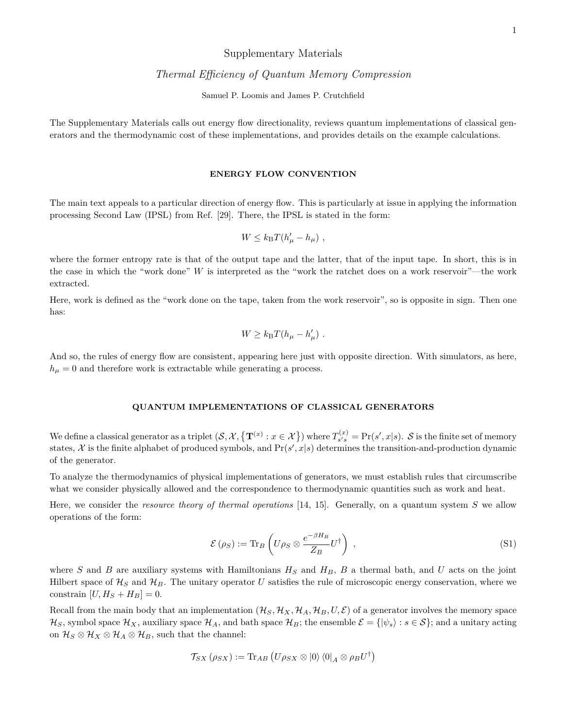# Supplementary Materials

## *Thermal Efficiency of Quantum Memory Compression*

Samuel P. Loomis and James P. Crutchfield

The Supplementary Materials calls out energy flow directionality, reviews quantum implementations of classical generators and the thermodynamic cost of these implementations, and provides details on the example calculations.

### ENERGY FLOW CONVENTION

The main text appeals to a particular direction of energy flow. This is particularly at issue in applying the information processing Second Law (IPSL) from Ref. [29]. There, the IPSL is stated in the form:

$$W \leq k_{\mathrm{B}} T (h'_\mu - h_\mu) \ ,$$

where the former entropy rate is that of the output tape and the latter, that of the input tape. In short, this is in the case in which the "work done" $W$ is interpreted as the "work the ratchet does on a work reservoir"—the work extracted.

Here, work is defined as the "work done on the tape, taken from the work reservoir", so is opposite in sign. Then one has:

$$W \geq k_{\mathrm{B}} T (h_\mu - h'_\mu) \ .$$

And so, the rules of energy flow are consistent, appearing here just with opposite direction. With simulators, as here, $h_\mu = 0$ and therefore work is extractable while generating a process.

### QUANTUM IMPLEMENTATIONS OF CLASSICAL GENERATORS

We define a classical generator as a triplet $(\mathcal{S}, \mathcal{X}, \{\mathbf{T}^{(x)} : x \in \mathcal{X}\})$ where $T^{(x)}_{s's} = \Pr(s', x|s)$. $\mathcal{S}$ is the finite set of memory states, $\mathcal{X}$ is the finite alphabet of produced symbols, and $\Pr(s', x|s)$ determines the transition-and-production dynamic of the generator.

To analyze the thermodynamics of physical implementations of generators, we must establish rules that circumscribe what we consider physically allowed and the correspondence to thermodynamic quantities such as work and heat.

Here, we consider the *resource theory of thermal operations* [14, 15]. Generally, on a quantum system $S$ we allow operations of the form:

$$\mathcal{E}(\rho_S) := \mathrm{Tr}_B \left( U \rho_S \otimes \frac{e^{-\beta H_B}}{Z_B} U^\dagger \right) \ , \tag{S1}$$

where $S$ and $B$ are auxiliary systems with Hamiltonians $H_S$ and $H_B$, $B$ a thermal bath, and $U$ acts on the joint Hilbert space of $\mathcal{H}_S$ and $\mathcal{H}_B$. The unitary operator $U$ satisfies the rule of microscopic energy conservation, where we constrain $[U, H_S + H_B] = 0$.

Recall from the main body that an implementation $(\mathcal{H}_S, \mathcal{H}_X, \mathcal{H}_A, \mathcal{H}_B, U, \mathcal{E})$ of a generator involves the memory space $\mathcal{H}_S$, symbol space $\mathcal{H}_X$, auxiliary space $\mathcal{H}_A$, and bath space $\mathcal{H}_B$; the ensemble $\mathcal{E} = \{|\psi_s\rangle : s \in \mathcal{S}\}$; and a unitary acting on $\mathcal{H}_S \otimes \mathcal{H}_X \otimes \mathcal{H}_A \otimes \mathcal{H}_B$, such that the channel:

$$\mathcal{T}_{SX}(\rho_{SX}) := \mathrm{Tr}_{AB} \left( U \rho_{SX} \otimes |0\rangle \langle 0|_A \otimes \rho_B U^\dagger \right)$$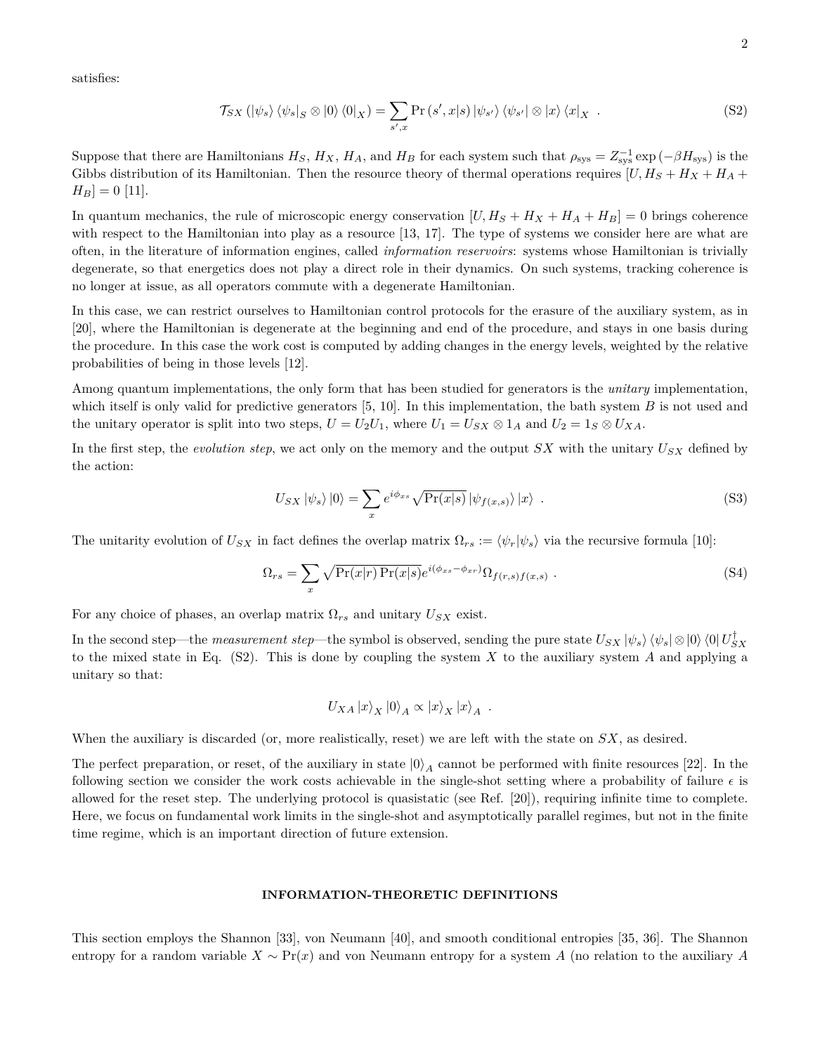satisfies:

$$\mathcal{T}_{SX}\left(|\psi_s\rangle\langle\psi_s|_S \otimes |0\rangle\langle 0|_X\right) = \sum_{s',x} \Pr\left(s', x|s\right) |\psi_{s'}\rangle\langle\psi_{s'}| \otimes |x\rangle\langle x|_X \ . \tag{S2}$$

Suppose that there are Hamiltonians $H_S$, $H_X$, $H_A$, and $H_B$ for each system such that $\rho_{\text{sys}} = Z_{\text{sys}}^{-1}\exp\left(-\beta H_{\text{sys}}\right)$ is the Gibbs distribution of its Hamiltonian. Then the resource theory of thermal operations requires $[U, H_S + H_X + H_A + H_B] = 0$ [11].

In quantum mechanics, the rule of microscopic energy conservation $[U, H_S + H_X + H_A + H_B] = 0$ brings coherence with respect to the Hamiltonian into play as a resource [13, 17]. The type of systems we consider here are what are often, in the literature of information engines, called *information reservoirs*: systems whose Hamiltonian is trivially degenerate, so that energetics does not play a direct role in their dynamics. On such systems, tracking coherence is no longer at issue, as all operators commute with a degenerate Hamiltonian.

In this case, we can restrict ourselves to Hamiltonian control protocols for the erasure of the auxiliary system, as in [20], where the Hamiltonian is degenerate at the beginning and end of the procedure, and stays in one basis during the procedure. In this case the work cost is computed by adding changes in the energy levels, weighted by the relative probabilities of being in those levels [12].

Among quantum implementations, the only form that has been studied for generators is the *unitary* implementation, which itself is only valid for predictive generators [5, 10]. In this implementation, the bath system $B$ is not used and the unitary operator is split into two steps, $U = U_2 U_1$, where $U_1 = U_{SX} \otimes 1_A$ and $U_2 = 1_S \otimes U_{XA}$.

In the first step, the *evolution step*, we act only on the memory and the output $SX$ with the unitary $U_{SX}$ defined by the action:

$$U_{SX}|\psi_s\rangle|0\rangle = \sum_x e^{i\phi_{xs}}\sqrt{\Pr(x|s)}\,|\psi_{f(x,s)}\rangle|x\rangle \ . \tag{S3}$$

The unitarity evolution of $U_{SX}$ in fact defines the overlap matrix $\Omega_{rs} := \langle\psi_r|\psi_s\rangle$ via the recursive formula [10]:

$$\Omega_{rs} = \sum_x \sqrt{\Pr(x|r)\Pr(x|s)}\,e^{i(\phi_{xs}-\phi_{xr})}\Omega_{f(r,s)f(x,s)} \ . \tag{S4}$$

For any choice of phases, an overlap matrix $\Omega_{rs}$ and unitary $U_{SX}$ exist.

In the second step—the *measurement step*—the symbol is observed, sending the pure state $U_{SX}|\psi_s\rangle\langle\psi_s|\otimes|0\rangle\langle 0|U_{SX}^\dagger$ to the mixed state in Eq. (S2). This is done by coupling the system $X$ to the auxiliary system $A$ and applying a unitary so that:

$$U_{XA}|x\rangle_X|0\rangle_A \propto |x\rangle_X|x\rangle_A \ .$$

When the auxiliary is discarded (or, more realistically, reset) we are left with the state on $SX$, as desired.

The perfect preparation, or reset, of the auxiliary in state $|0\rangle_A$ cannot be performed with finite resources [22]. In the following section we consider the work costs achievable in the single-shot setting where a probability of failure $\epsilon$ is allowed for the reset step. The underlying protocol is quasistatic (see Ref. [20]), requiring infinite time to complete. Here, we focus on fundamental work limits in the single-shot and asymptotically parallel regimes, but not in the finite time regime, which is an important direction of future extension.

## INFORMATION-THEORETIC DEFINITIONS

This section employs the Shannon [33], von Neumann [40], and smooth conditional entropies [35, 36]. The Shannon entropy for a random variable $X \sim \Pr(x)$ and von Neumann entropy for a system $A$ (no relation to the auxiliary $A$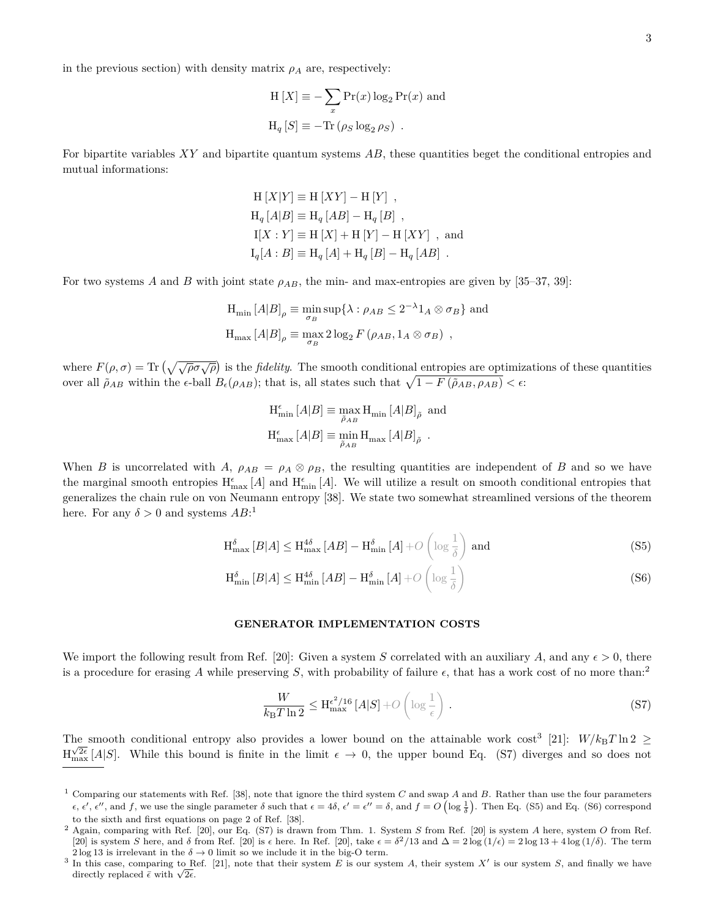in the previous section) with density matrix $\rho_A$ are, respectively:

$$
\begin{aligned}
\mathrm{H}\left[X\right] &\equiv -\sum_x \Pr(x)\log_2 \Pr(x) \text{ and} \\
\mathrm{H}_q\left[S\right] &\equiv -\mathrm{Tr}\left(\rho_S \log_2 \rho_S\right) \ .
\end{aligned}
$$

For bipartite variables $XY$ and bipartite quantum systems $AB$, these quantities beget the conditional entropies and mutual informations:

$$
\begin{aligned}
\mathrm{H}\left[X|Y\right] &\equiv \mathrm{H}\left[XY\right] - \mathrm{H}\left[Y\right] \ , \\
\mathrm{H}_q\left[A|B\right] &\equiv \mathrm{H}_q\left[AB\right] - \mathrm{H}_q\left[B\right] \ , \\
\mathrm{I}[X:Y] &\equiv \mathrm{H}\left[X\right] + \mathrm{H}\left[Y\right] - \mathrm{H}\left[XY\right] \ , \text{ and} \\
\mathrm{I}_q[A:B] &\equiv \mathrm{H}_q\left[A\right] + \mathrm{H}_q\left[B\right] - \mathrm{H}_q\left[AB\right] \ .
\end{aligned}
$$

For two systems $A$ and $B$ with joint state $\rho_{AB}$, the min- and max-entropies are given by [35–37, 39]:

$$
\begin{aligned}
\mathrm{H}_{\min}\left[A|B\right]_\rho &\equiv \min_{\sigma_B} \sup\{\lambda : \rho_{AB} \leq 2^{-\lambda} 1_A \otimes \sigma_B\} \text{ and} \\
\mathrm{H}_{\max}\left[A|B\right]_\rho &\equiv \max_{\sigma_B} 2\log_2 F\left(\rho_{AB}, 1_A \otimes \sigma_B\right) \ ,
\end{aligned}
$$

where $F(\rho,\sigma) = \mathrm{Tr}\left(\sqrt{\sqrt{\rho}\sigma\sqrt{\rho}}\right)$ is the *fidelity*. The smooth conditional entropies are optimizations of these quantities over all $\tilde{\rho}_{AB}$ within the $\epsilon$-ball $B_\epsilon(\rho_{AB})$; that is, all states such that $\sqrt{1 - F\left(\tilde{\rho}_{AB}, \rho_{AB}\right)} < \epsilon$:

$$
\begin{aligned}
\mathrm{H}^\epsilon_{\min}\left[A|B\right] &\equiv \max_{\tilde{\rho}_{AB}} \mathrm{H}_{\min}\left[A|B\right]_{\tilde{\rho}} \text{ and} \\
\mathrm{H}^\epsilon_{\max}\left[A|B\right] &\equiv \min_{\tilde{\rho}_{AB}} \mathrm{H}_{\max}\left[A|B\right]_{\tilde{\rho}} \ .
\end{aligned}
$$

When $B$ is uncorrelated with $A$, $\rho_{AB} = \rho_A \otimes \rho_B$, the resulting quantities are independent of $B$ and so we have the marginal smooth entropies $\mathrm{H}^\epsilon_{\max}\left[A\right]$ and $\mathrm{H}^\epsilon_{\min}\left[A\right]$. We will utilize a result on smooth conditional entropies that generalizes the chain rule on von Neumann entropy [38]. We state two somewhat streamlined versions of the theorem here. For any $\delta > 0$ and systems $AB$:[1]

$$
\mathrm{H}^\delta_{\max}\left[B|A\right] \leq \mathrm{H}^{4\delta}_{\max}\left[AB\right] - \mathrm{H}^\delta_{\min}\left[A\right] + O\left(\log\frac{1}{\delta}\right) \text{ and} \tag{S5}
$$

$$
\mathrm{H}^\delta_{\min}\left[B|A\right] \leq \mathrm{H}^{4\delta}_{\min}\left[AB\right] - \mathrm{H}^\delta_{\min}\left[A\right] + O\left(\log\frac{1}{\delta}\right) \tag{S6}
$$

## GENERATOR IMPLEMENTATION COSTS

We import the following result from Ref. [20]: Given a system $S$ correlated with an auxiliary $A$, and any $\epsilon > 0$, there is a procedure for erasing $A$ while preserving $S$, with probability of failure $\epsilon$, that has a work cost of no more than:[2]

$$
\frac{W}{k_{\mathrm{B}} T \ln 2} \leq \mathrm{H}^{\epsilon^2/16}_{\max}\left[A|S\right] + O\left(\log\frac{1}{\epsilon}\right) \ . \tag{S7}
$$

The smooth conditional entropy also provides a lower bound on the attainable work cost[3] [21]: $W/k_{\mathrm{B}} T \ln 2 \geq \mathrm{H}^{\sqrt{2\epsilon}}_{\max}\left[A|S\right]$. While this bound is finite in the limit $\epsilon \to 0$, the upper bound Eq. (S7) diverges and so does not

---

[1] Comparing our statements with Ref. [38], note that ignore the third system $C$ and swap $A$ and $B$. Rather than use the four parameters $\epsilon$, $\epsilon'$, $\epsilon''$, and $f$, we use the single parameter $\delta$ such that $\epsilon = 4\delta$, $\epsilon' = \epsilon'' = \delta$, and $f = O\left(\log\frac{1}{\delta}\right)$. Then Eq. (S5) and Eq. (S6) correspond to the sixth and first equations on page 2 of Ref. [38].

[2] Again, comparing with Ref. [20], our Eq. (S7) is drawn from Thm. 1. System $S$ from Ref. [20] is system $A$ here, system $O$ from Ref. [20] is system $S$ here, and $\delta$ from Ref. [20] is $\epsilon$ here. In Ref. [20], take $\epsilon = \delta^2/13$ and $\Delta = 2\log(1/\epsilon) = 2\log 13 + 4\log(1/\delta)$. The term $2\log 13$ is irrelevant in the $\delta \to 0$ limit so we include it in the big-O term.

[3] In this case, comparing to Ref. [21], note that their system $E$ is our system $A$, their system $X'$ is our system $S$, and finally we have directly replaced $\bar{\epsilon}$ with $\sqrt{2\epsilon}$.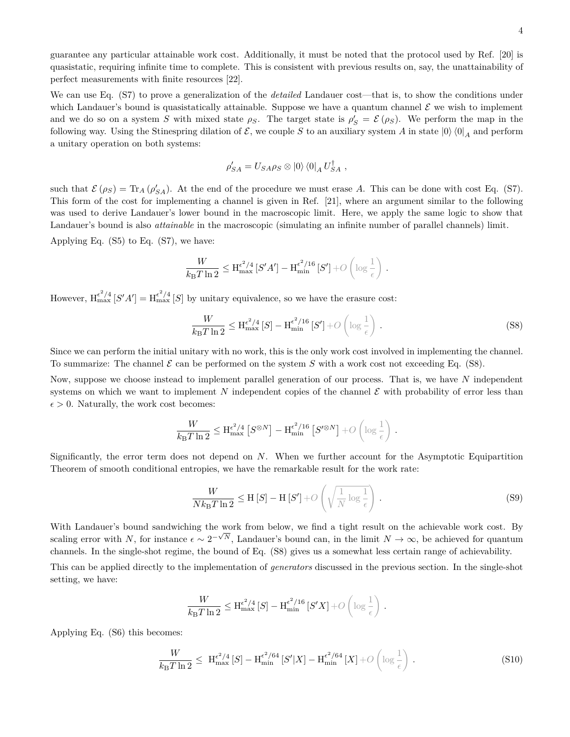guarantee any particular attainable work cost. Additionally, it must be noted that the protocol used by Ref. [20] is quasistatic, requiring infinite time to complete. This is consistent with previous results on, say, the unattainability of perfect measurements with finite resources [22].

We can use Eq. (S7) to prove a generalization of the *detailed* Landauer cost—that is, to show the conditions under which Landauer's bound is quasistatically attainable. Suppose we have a quantum channel $\mathcal{E}$ we wish to implement and we do so on a system $S$ with mixed state $\rho_S$. The target state is $\rho'_S = \mathcal{E}(\rho_S)$. We perform the map in the following way. Using the Stinespring dilation of $\mathcal{E}$, we couple $S$ to an auxiliary system $A$ in state $|0\rangle\langle 0|_A$ and perform a unitary operation on both systems:

$$\rho'_{SA} = U_{SA}\rho_S \otimes |0\rangle\langle 0|_A U^{\dagger}_{SA} \ ,$$

such that $\mathcal{E}(\rho_S) = \mathrm{Tr}_A(\rho'_{SA})$. At the end of the procedure we must erase $A$. This can be done with cost Eq. (S7). This form of the cost for implementing a channel is given in Ref. [21], where an argument similar to the following was used to derive Landauer's lower bound in the macroscopic limit. Here, we apply the same logic to show that Landauer's bound is also *attainable* in the macroscopic (simulating an infinite number of parallel channels) limit.

Applying Eq. (S5) to Eq. (S7), we have:

$$\frac{W}{k_{\mathrm{B}}T\ln 2} \leq \mathrm{H}_{\max}^{\epsilon^2/4}[S'A'] - \mathrm{H}_{\min}^{\epsilon^2/16}[S'] + O\left(\log\frac{1}{\epsilon}\right) .$$

However, $\mathrm{H}_{\max}^{\epsilon^2/4}[S'A'] = \mathrm{H}_{\max}^{\epsilon^2/4}[S]$ by unitary equivalence, so we have the erasure cost:

$$\frac{W}{k_{\mathrm{B}}T\ln 2} \leq \mathrm{H}_{\max}^{\epsilon^2/4}[S] - \mathrm{H}_{\min}^{\epsilon^2/16}[S'] + O\left(\log\frac{1}{\epsilon}\right) . \tag{S8}$$

Since we can perform the initial unitary with no work, this is the only work cost involved in implementing the channel. To summarize: The channel $\mathcal{E}$ can be performed on the system $S$ with a work cost not exceeding Eq. (S8).

Now, suppose we choose instead to implement parallel generation of our process. That is, we have $N$ independent systems on which we want to implement $N$ independent copies of the channel $\mathcal{E}$ with probability of error less than $\epsilon > 0$. Naturally, the work cost becomes:

$$\frac{W}{k_{\mathrm{B}}T\ln 2} \leq \mathrm{H}_{\max}^{\epsilon^2/4}\left[S^{\otimes N}\right] - \mathrm{H}_{\min}^{\epsilon^2/16}\left[S'^{\otimes N}\right] + O\left(\log\frac{1}{\epsilon}\right) .$$

Significantly, the error term does not depend on $N$. When we further account for the Asymptotic Equipartition Theorem of smooth conditional entropies, we have the remarkable result for the work rate:

$$\frac{W}{Nk_{\mathrm{B}}T\ln 2} \leq \mathrm{H}[S] - \mathrm{H}[S'] + O\left(\sqrt{\frac{1}{N}\log\frac{1}{\epsilon}}\right) . \tag{S9}$$

With Landauer's bound sandwiching the work from below, we find a tight result on the achievable work cost. By scaling error with $N$, for instance $\epsilon \sim 2^{-\sqrt{N}}$, Landauer's bound can, in the limit $N \to \infty$, be achieved for quantum channels. In the single-shot regime, the bound of Eq. (S8) gives us a somewhat less certain range of achievability.

This can be applied directly to the implementation of *generators* discussed in the previous section. In the single-shot setting, we have:

$$\frac{W}{k_{\mathrm{B}}T\ln 2} \leq \mathrm{H}_{\max}^{\epsilon^2/4}[S] - \mathrm{H}_{\min}^{\epsilon^2/16}[S'X] + O\left(\log\frac{1}{\epsilon}\right) .$$

Applying Eq. (S6) this becomes:

$$\frac{W}{k_{\mathrm{B}}T\ln 2} \leq \ \mathrm{H}_{\max}^{\epsilon^2/4}[S] - \mathrm{H}_{\min}^{\epsilon^2/64}[S'|X] - \mathrm{H}_{\min}^{\epsilon^2/64}[X] + O\left(\log\frac{1}{\epsilon}\right) . \tag{S10}$$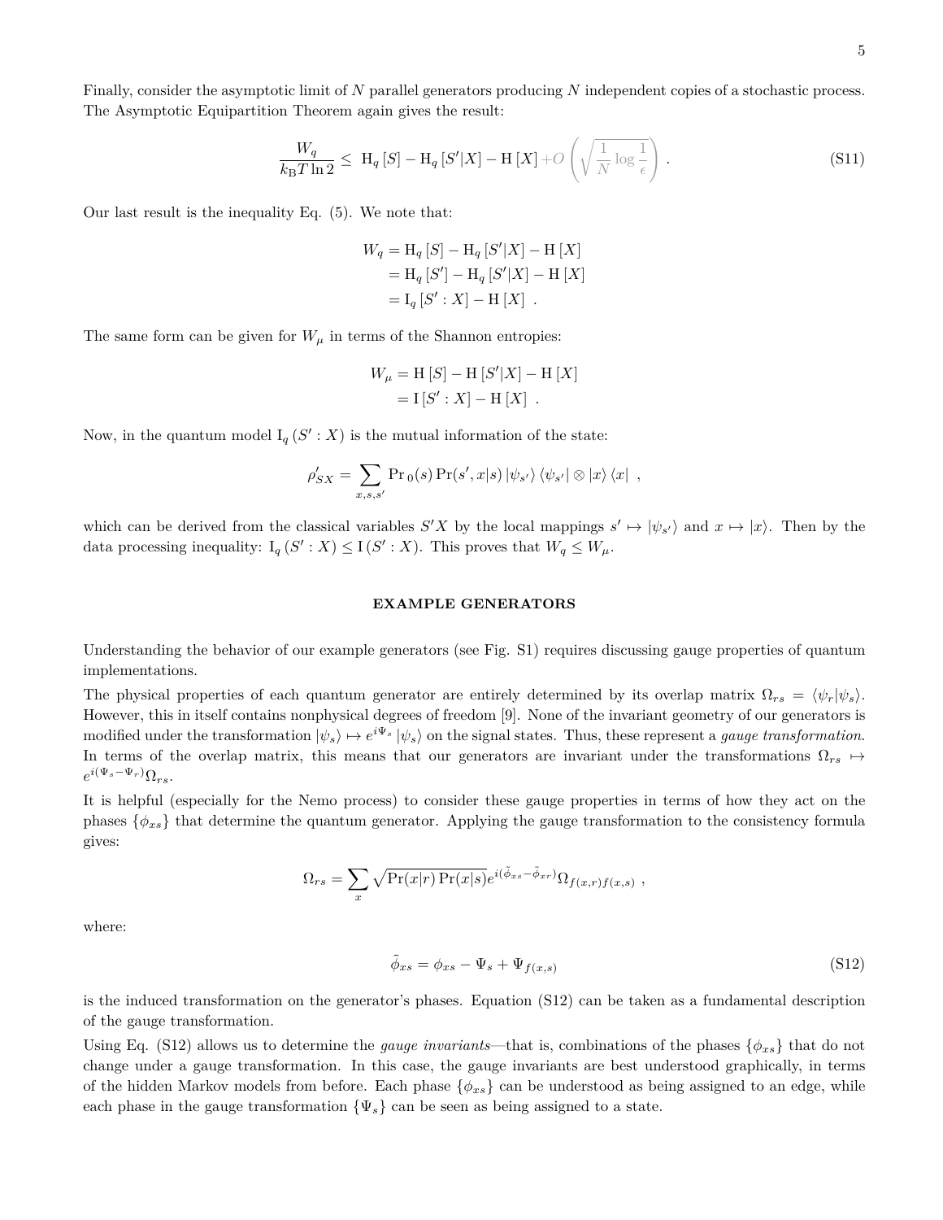Finally, consider the asymptotic limit of $N$ parallel generators producing $N$ independent copies of a stochastic process. The Asymptotic Equipartition Theorem again gives the result:

$$\frac{W_q}{k_{\mathrm{B}} T \ln 2} \leq \mathrm{H}_q [S] - \mathrm{H}_q [S'|X] - \mathrm{H}[X] + O\left(\sqrt{\frac{1}{N}\log\frac{1}{\epsilon}}\right) . \tag{S11}$$

Our last result is the inequality Eq. (5). We note that:

$$\begin{aligned} W_q &= \mathrm{H}_q [S] - \mathrm{H}_q [S'|X] - \mathrm{H}[X] \\ &= \mathrm{H}_q [S'] - \mathrm{H}_q [S'|X] - \mathrm{H}[X] \\ &= \mathrm{I}_q [S' : X] - \mathrm{H}[X] \ . \end{aligned}$$

The same form can be given for $W_\mu$ in terms of the Shannon entropies:

$$\begin{aligned} W_\mu &= \mathrm{H}[S] - \mathrm{H}[S'|X] - \mathrm{H}[X] \\ &= \mathrm{I}[S' : X] - \mathrm{H}[X] \ . \end{aligned}$$

Now, in the quantum model $\mathrm{I}_q (S' : X)$ is the mutual information of the state:

$$\rho'_{SX} = \sum_{x,s,s'} \Pr{}_0(s) \Pr(s', x|s) \left|\psi_{s'}\right\rangle\left\langle\psi_{s'}\right| \otimes \left|x\right\rangle\left\langle x\right| \ ,$$

which can be derived from the classical variables $S'X$ by the local mappings $s' \mapsto |\psi_{s'}\rangle$ and $x \mapsto |x\rangle$. Then by the data processing inequality: $\mathrm{I}_q (S' : X) \leq \mathrm{I}(S' : X)$. This proves that $W_q \leq W_\mu$.

## EXAMPLE GENERATORS

Understanding the behavior of our example generators (see Fig. S1) requires discussing gauge properties of quantum implementations.

The physical properties of each quantum generator are entirely determined by its overlap matrix $\Omega_{rs} = \langle \psi_r | \psi_s \rangle$. However, this in itself contains nonphysical degrees of freedom [9]. None of the invariant geometry of our generators is modified under the transformation $|\psi_s\rangle \mapsto e^{i\Psi_s} |\psi_s\rangle$ on the signal states. Thus, these represent a *gauge transformation*. In terms of the overlap matrix, this means that our generators are invariant under the transformations $\Omega_{rs} \mapsto e^{i(\Psi_s - \Psi_r)}\Omega_{rs}$.

It is helpful (especially for the Nemo process) to consider these gauge properties in terms of how they act on the phases $\{\phi_{xs}\}$ that determine the quantum generator. Applying the gauge transformation to the consistency formula gives:

$$\Omega_{rs} = \sum_x \sqrt{\Pr(x|r)\Pr(x|s)} e^{i(\tilde{\phi}_{xs} - \tilde{\phi}_{xr})} \Omega_{f(x,r) f(x,s)} \ ,$$

where:

$$\tilde{\phi}_{xs} = \phi_{xs} - \Psi_s + \Psi_{f(x,s)} \tag{S12}$$

is the induced transformation on the generator's phases. Equation (S12) can be taken as a fundamental description of the gauge transformation.

Using Eq. (S12) allows us to determine the *gauge invariants*—that is, combinations of the phases $\{\phi_{xs}\}$ that do not change under a gauge transformation. In this case, the gauge invariants are best understood graphically, in terms of the hidden Markov models from before. Each phase $\{\phi_{xs}\}$ can be understood as being assigned to an edge, while each phase in the gauge transformation $\{\Psi_s\}$ can be seen as being assigned to a state.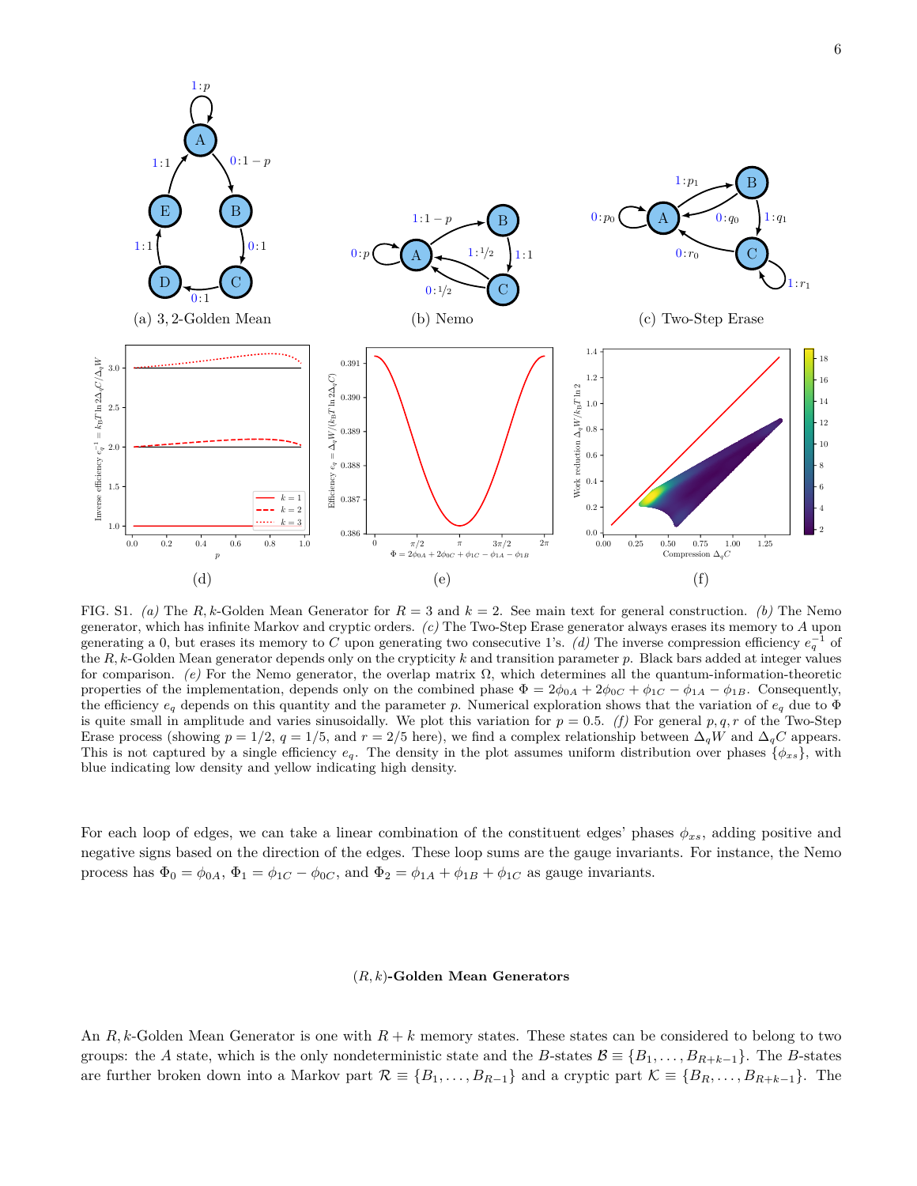FIG. S1. *(a)* The $R, k$-Golden Mean Generator for $R = 3$ and $k = 2$. See main text for general construction. *(b)* The Nemo generator, which has infinite Markov and cryptic orders. *(c)* The Two-Step Erase generator always erases its memory to $A$ upon generating a 0, but erases its memory to $C$ upon generating two consecutive 1's. *(d)* The inverse compression efficiency $e_q^{-1}$ of the $R, k$-Golden Mean generator depends only on the crypticity $k$ and transition parameter $p$. Black bars added at integer values for comparison. *(e)* For the Nemo generator, the overlap matrix $\Omega$, which determines all the quantum-information-theoretic properties of the implementation, depends only on the combined phase $\Phi = 2\phi_{0A} + 2\phi_{0C} + \phi_{1C} - \phi_{1A} - \phi_{1B}$. Consequently, the efficiency $e_q$ depends on this quantity and the parameter $p$. Numerical exploration shows that the variation of $e_q$ due to $\Phi$ is quite small in amplitude and varies sinusoidally. We plot this variation for $p = 0.5$. *(f)* For general $p, q, r$ of the Two-Step Erase process (showing $p = 1/2$, $q = 1/5$, and $r = 2/5$ here), we find a complex relationship between $\Delta_q W$ and $\Delta_q C$ appears. This is not captured by a single efficiency $e_q$. The density in the plot assumes uniform distribution over phases $\{\phi_{xs}\}$, with blue indicating low density and yellow indicating high density.

For each loop of edges, we can take a linear combination of the constituent edges' phases $\phi_{xs}$, adding positive and negative signs based on the direction of the edges. These loop sums are the gauge invariants. For instance, the Nemo process has $\Phi_0 = \phi_{0A}$, $\Phi_1 = \phi_{1C} - \phi_{0C}$, and $\Phi_2 = \phi_{1A} + \phi_{1B} + \phi_{1C}$ as gauge invariants.

### $(R, k)$-Golden Mean Generators

An $R, k$-Golden Mean Generator is one with $R + k$ memory states. These states can be considered to belong to two groups: the $A$ state, which is the only nondeterministic state and the $B$-states $\mathcal{B} \equiv \{B_1, \ldots, B_{R+k-1}\}$. The $B$-states are further broken down into a Markov part $\mathcal{R} \equiv \{B_1, \ldots, B_{R-1}\}$ and a cryptic part $\mathcal{K} \equiv \{B_R, \ldots, B_{R+k-1}\}$. The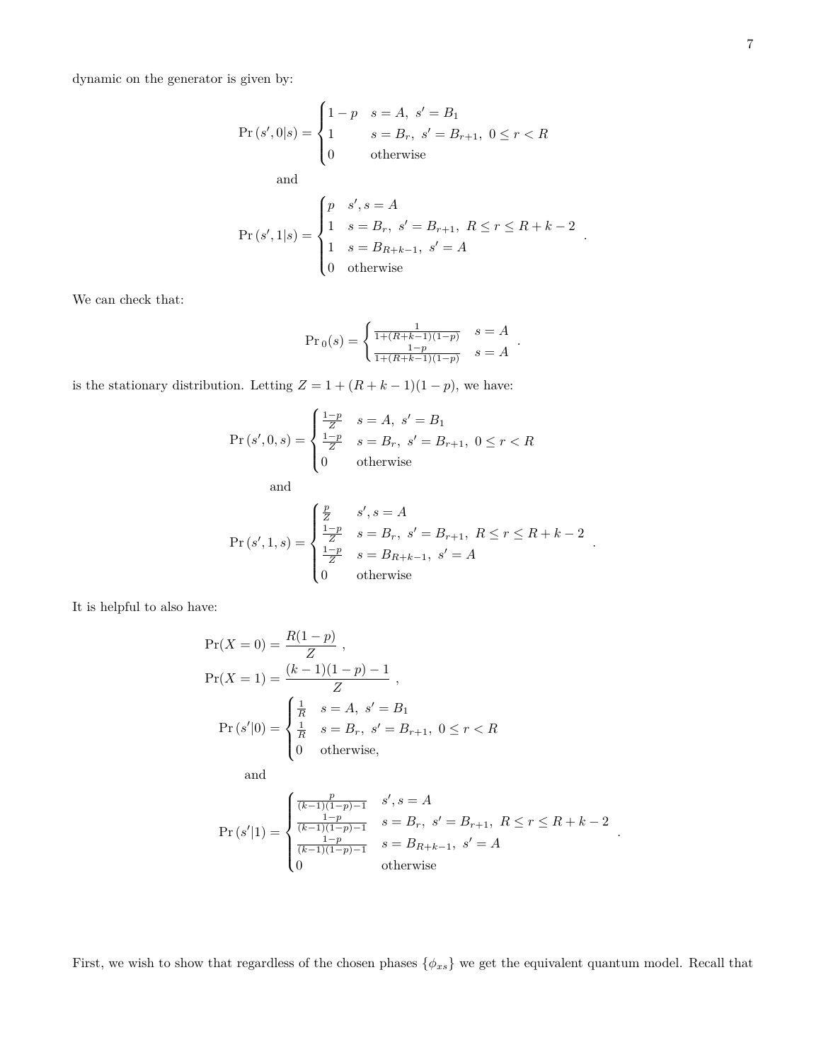dynamic on the generator is given by:

$$
\Pr(s', 0|s) = \begin{cases} 1-p & s = A,\ s' = B_1 \\ 1 & s = B_r,\ s' = B_{r+1},\ 0 \le r < R \\ 0 & \text{otherwise} \end{cases}
$$

and

$$
\Pr(s', 1|s) = \begin{cases} p & s', s = A \\ 1 & s = B_r,\ s' = B_{r+1},\ R \le r \le R+k-2 \\ 1 & s = B_{R+k-1},\ s' = A \\ 0 & \text{otherwise} \end{cases} .
$$

We can check that:

$$
\Pr{}_0(s) = \begin{cases} \frac{1}{1+(R+k-1)(1-p)} & s = A \\ \frac{1-p}{1+(R+k-1)(1-p)} & s = A \end{cases} .
$$

is the stationary distribution. Letting $Z = 1 + (R + k - 1)(1 - p)$, we have:

$$
\Pr(s', 0, s) = \begin{cases} \frac{1-p}{Z} & s = A,\ s' = B_1 \\ \frac{1-p}{Z} & s = B_r,\ s' = B_{r+1},\ 0 \le r < R \\ 0 & \text{otherwise} \end{cases}
$$

and

$$
\Pr(s', 1, s) = \begin{cases} \frac{p}{Z} & s', s = A \\ \frac{1-p}{Z} & s = B_r,\ s' = B_{r+1},\ R \le r \le R+k-2 \\ \frac{1-p}{Z} & s = B_{R+k-1},\ s' = A \\ 0 & \text{otherwise} \end{cases} .
$$

It is helpful to also have:

$$
\Pr(X = 0) = \frac{R(1-p)}{Z} ,
$$

$$
\Pr(X = 1) = \frac{(k-1)(1-p) - 1}{Z} ,
$$

$$
\Pr(s'|0) = \begin{cases} \frac{1}{R} & s = A,\ s' = B_1 \\ \frac{1}{R} & s = B_r,\ s' = B_{r+1},\ 0 \le r < R \\ 0 & \text{otherwise,} \end{cases}
$$

and

$$
\Pr(s'|1) = \begin{cases} \frac{p}{(k-1)(1-p)-1} & s', s = A \\ \frac{1-p}{(k-1)(1-p)-1} & s = B_r,\ s' = B_{r+1},\ R \le r \le R+k-2 \\ \frac{1-p}{(k-1)(1-p)-1} & s = B_{R+k-1},\ s' = A \\ 0 & \text{otherwise} \end{cases} .
$$

First, we wish to show that regardless of the chosen phases $\{\phi_{xs}\}$ we get the equivalent quantum model. Recall that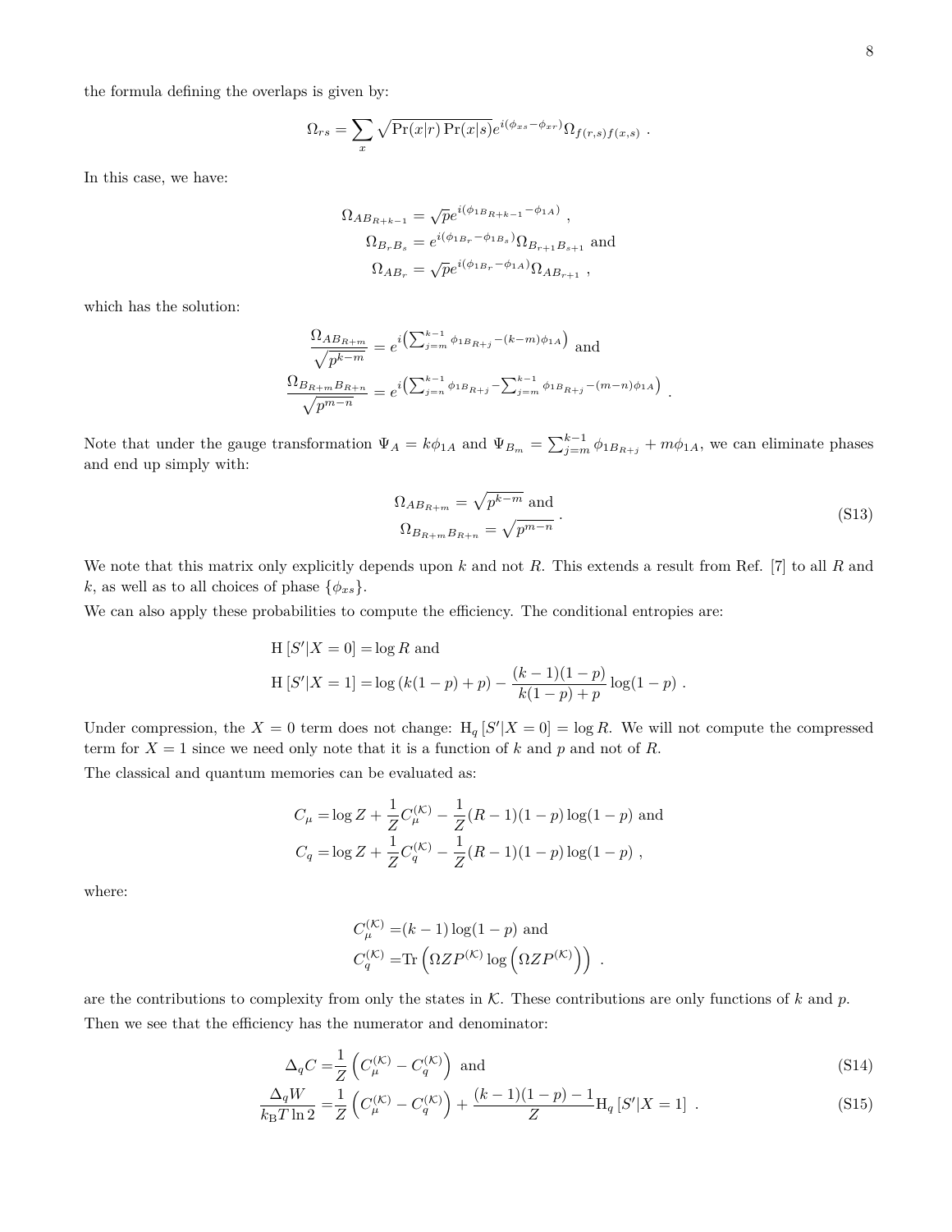the formula defining the overlaps is given by:

$$\Omega_{rs} = \sum_x \sqrt{\Pr(x|r)\Pr(x|s)} e^{i(\phi_{xs} - \phi_{xr})} \Omega_{f(r,s) f(x,s)} \ .$$

In this case, we have:

$$\begin{aligned} \Omega_{AB_{R+k-1}} &= \sqrt{p} e^{i(\phi_{1B_{R+k-1}} - \phi_{1A})} \ , \\ \Omega_{B_r B_s} &= e^{i(\phi_{1B_r} - \phi_{1B_s})} \Omega_{B_{r+1} B_{s+1}} \text{ and} \\ \Omega_{AB_r} &= \sqrt{p} e^{i(\phi_{1B_r} - \phi_{1A})} \Omega_{AB_{r+1}} \ , \end{aligned}$$

which has the solution:

$$\begin{aligned} \frac{\Omega_{AB_{R+m}}}{\sqrt{p^{k-m}}} &= e^{i\left(\sum_{j=m}^{k-1} \phi_{1B_{R+j}} - (k-m)\phi_{1A}\right)} \text{ and} \\ \frac{\Omega_{B_{R+m} B_{R+n}}}{\sqrt{p^{m-n}}} &= e^{i\left(\sum_{j=n}^{k-1} \phi_{1B_{R+j}} - \sum_{j=m}^{k-1} \phi_{1B_{R+j}} - (m-n)\phi_{1A}\right)} \ . \end{aligned}$$

Note that under the gauge transformation $\Psi_A = k\phi_{1A}$ and $\Psi_{B_m} = \sum_{j=m}^{k-1} \phi_{1B_{R+j}} + m\phi_{1A}$, we can eliminate phases and end up simply with:

$$\begin{aligned} \Omega_{AB_{R+m}} &= \sqrt{p^{k-m}} \text{ and} \\ \Omega_{B_{R+m} B_{R+n}} &= \sqrt{p^{m-n}} \ . \end{aligned} \tag{S13}$$

We note that this matrix only explicitly depends upon $k$ and not $R$. This extends a result from Ref. [7] to all $R$ and $k$, as well as to all choices of phase $\{\phi_{xs}\}$.

We can also apply these probabilities to compute the efficiency. The conditional entropies are:

$$\begin{aligned} \mathrm{H}\left[S'|X=0\right] &= \log R \text{ and} \\ \mathrm{H}\left[S'|X=1\right] &= \log\left(k(1-p)+p\right) - \frac{(k-1)(1-p)}{k(1-p)+p} \log(1-p) \ . \end{aligned}$$

Under compression, the $X=0$ term does not change: $\mathrm{H}_q\left[S'|X=0\right] = \log R$. We will not compute the compressed term for $X=1$ since we need only note that it is a function of $k$ and $p$ and not of $R$.

The classical and quantum memories can be evaluated as:

$$\begin{aligned} C_\mu &= \log Z + \frac{1}{Z} C_\mu^{(\mathcal{K})} - \frac{1}{Z}(R-1)(1-p)\log(1-p) \text{ and} \\ C_q &= \log Z + \frac{1}{Z} C_q^{(\mathcal{K})} - \frac{1}{Z}(R-1)(1-p)\log(1-p) \ , \end{aligned}$$

where:

$$\begin{aligned} C_\mu^{(\mathcal{K})} &= (k-1)\log(1-p) \text{ and} \\ C_q^{(\mathcal{K})} &= \mathrm{Tr}\left(\Omega Z P^{(\mathcal{K})} \log\left(\Omega Z P^{(\mathcal{K})}\right)\right) \ . \end{aligned}$$

are the contributions to complexity from only the states in $\mathcal{K}$. These contributions are only functions of $k$ and $p$.

Then we see that the efficiency has the numerator and denominator:

$$\Delta_q C = \frac{1}{Z}\left(C_\mu^{(\mathcal{K})} - C_q^{(\mathcal{K})}\right) \text{ and} \tag{S14}$$

$$\frac{\Delta_q W}{k_{\mathrm{B}} T \ln 2} = \frac{1}{Z}\left(C_\mu^{(\mathcal{K})} - C_q^{(\mathcal{K})}\right) + \frac{(k-1)(1-p)-1}{Z} \mathrm{H}_q\left[S'|X=1\right] \ . \tag{S15}$$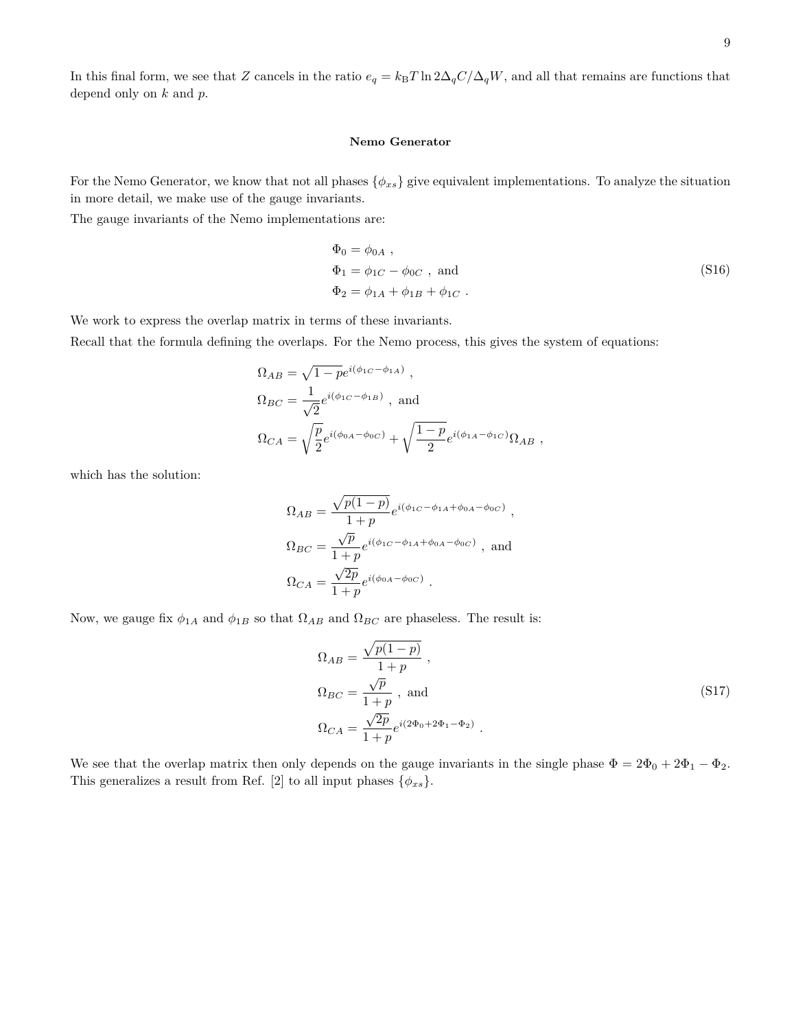In this final form, we see that $Z$ cancels in the ratio $e_q = k_\mathrm{B} T \ln 2\Delta_q C/\Delta_q W$, and all that remains are functions that depend only on $k$ and $p$.

### Nemo Generator

For the Nemo Generator, we know that not all phases $\{\phi_{xs}\}$ give equivalent implementations. To analyze the situation in more detail, we make use of the gauge invariants.

The gauge invariants of the Nemo implementations are:

$$
\begin{aligned}
\Phi_0 &= \phi_{0A} \ , \\
\Phi_1 &= \phi_{1C} - \phi_{0C} \ , \text{ and} \\
\Phi_2 &= \phi_{1A} + \phi_{1B} + \phi_{1C} \ .
\end{aligned}
\tag{S16}
$$

We work to express the overlap matrix in terms of these invariants.

Recall that the formula defining the overlaps. For the Nemo process, this gives the system of equations:

$$
\begin{aligned}
\Omega_{AB} &= \sqrt{1-p}\, e^{i(\phi_{1C}-\phi_{1A})} \ , \\
\Omega_{BC} &= \frac{1}{\sqrt{2}} e^{i(\phi_{1C}-\phi_{1B})} \ , \text{ and} \\
\Omega_{CA} &= \sqrt{\frac{p}{2}} e^{i(\phi_{0A}-\phi_{0C})} + \sqrt{\frac{1-p}{2}} e^{i(\phi_{1A}-\phi_{1C})} \Omega_{AB} \ ,
\end{aligned}
$$

which has the solution:

$$
\begin{aligned}
\Omega_{AB} &= \frac{\sqrt{p(1-p)}}{1+p} e^{i(\phi_{1C}-\phi_{1A}+\phi_{0A}-\phi_{0C})} \ , \\
\Omega_{BC} &= \frac{\sqrt{p}}{1+p} e^{i(\phi_{1C}-\phi_{1A}+\phi_{0A}-\phi_{0C})} \ , \text{ and} \\
\Omega_{CA} &= \frac{\sqrt{2p}}{1+p} e^{i(\phi_{0A}-\phi_{0C})} \ .
\end{aligned}
$$

Now, we gauge fix $\phi_{1A}$ and $\phi_{1B}$ so that $\Omega_{AB}$ and $\Omega_{BC}$ are phaseless. The result is:

$$
\begin{aligned}
\Omega_{AB} &= \frac{\sqrt{p(1-p)}}{1+p} \ , \\
\Omega_{BC} &= \frac{\sqrt{p}}{1+p} \ , \text{ and} \\
\Omega_{CA} &= \frac{\sqrt{2p}}{1+p} e^{i(2\Phi_0+2\Phi_1-\Phi_2)} \ .
\end{aligned}
\tag{S17}
$$

We see that the overlap matrix then only depends on the gauge invariants in the single phase $\Phi = 2\Phi_0 + 2\Phi_1 - \Phi_2$. This generalizes a result from Ref. [2] to all input phases $\{\phi_{xs}\}$.